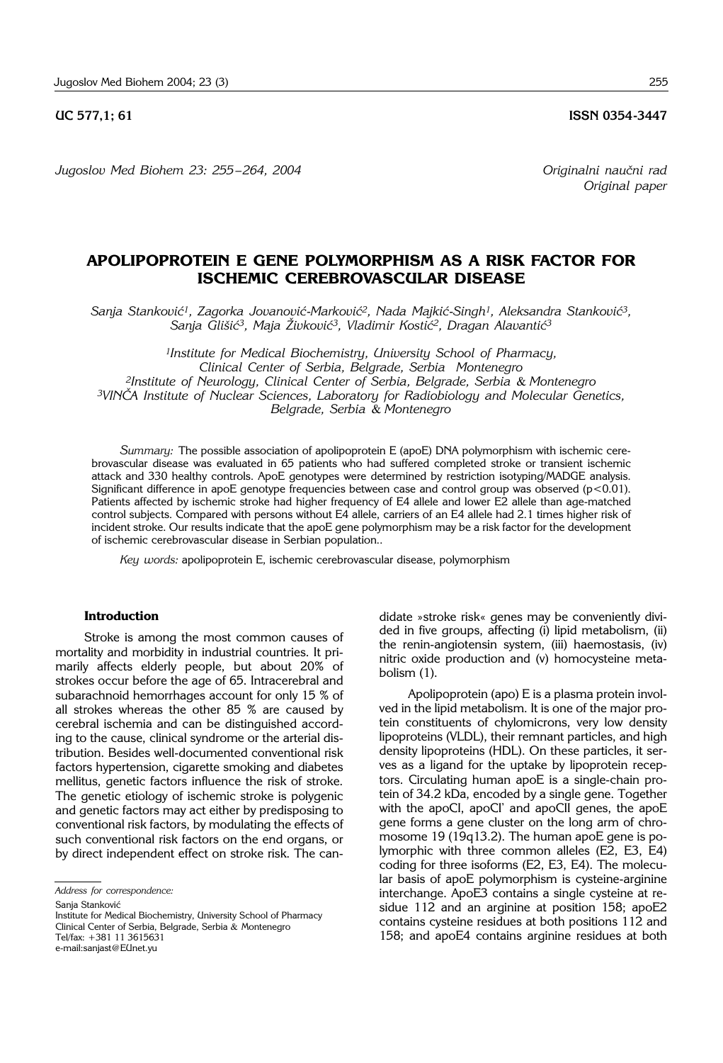UC 577,1; 61 ISSN 0354-3447

*Jugoslov Med Biohem 23: 255–264, 2004*

*Originalni naučni rad*
*Original paper*

# APOLIPOPROTEIN E GENE POLYMORPHISM AS A RISK FACTOR FOR ISCHEMIC CEREBROVASCULAR DISEASE

*Sanja Stanković[1], Zagorka Jovanović-Marković[2], Nada Majkić-Singh[1], Aleksandra Stanković[3], Sanja Glišić[3], Maja Živković[3], Vladimir Kostić[2], Dragan Alavantić[3]*

*[1]Institute for Medical Biochemistry, University School of Pharmacy, Clinical Center of Serbia, Belgrade, Serbia Montenegro*
*[2]Institute of Neurology, Clinical Center of Serbia, Belgrade, Serbia & Montenegro*
*[3]VINČA Institute of Nuclear Sciences, Laboratory for Radiobiology and Molecular Genetics, Belgrade, Serbia & Montenegro*

*Summary:* The possible association of apolipoprotein E (apoE) DNA polymorphism with ischemic cerebrovascular disease was evaluated in 65 patients who had suffered completed stroke or transient ischemic attack and 330 healthy controls. ApoE genotypes were determined by restriction isotyping/MADGE analysis. Significant difference in apoE genotype frequencies between case and control group was observed ($p<0.01$). Patients affected by ischemic stroke had higher frequency of E4 allele and lower E2 allele than age-matched control subjects. Compared with persons without E4 allele, carriers of an E4 allele had 2.1 times higher risk of incident stroke. Our results indicate that the apoE gene polymorphism may be a risk factor for the development of ischemic cerebrovascular disease in Serbian population..

*Key words:* apolipoprotein E, ischemic cerebrovascular disease, polymorphism

## Introduction

Stroke is among the most common causes of mortality and morbidity in industrial countries. It primarily affects elderly people, but about 20% of strokes occur before the age of 65. Intracerebral and subarachnoid hemorrhages account for only 15 % of all strokes whereas the other 85 % are caused by cerebral ischemia and can be distinguished according to the cause, clinical syndrome or the arterial distribution. Besides well-documented conventional risk factors hypertension, cigarette smoking and diabetes mellitus, genetic factors influence the risk of stroke. The genetic etiology of ischemic stroke is polygenic and genetic factors may act either by predisposing to conventional risk factors, by modulating the effects of such conventional risk factors on the end organs, or by direct independent effect on stroke risk. The candidate »stroke risk« genes may be conveniently divided in five groups, affecting (i) lipid metabolism, (ii) the renin-angiotensin system, (iii) haemostasis, (iv) nitric oxide production and (v) homocysteine metabolism (1).

Apolipoprotein (apo) E is a plasma protein involved in the lipid metabolism. It is one of the major protein constituents of chylomicrons, very low density lipoproteins (VLDL), their remnant particles, and high density lipoproteins (HDL). On these particles, it serves as a ligand for the uptake by lipoprotein receptors. Circulating human apoE is a single-chain protein of 34.2 kDa, encoded by a single gene. Together with the apoCI, apoCI' and apoCII genes, the apoE gene forms a gene cluster on the long arm of chromosome 19 (19q13.2). The human apoE gene is polymorphic with three common alleles (E2, E3, E4) coding for three isoforms (E2, E3, E4). The molecular basis of apoE polymorphism is cysteine-arginine interchange. ApoE3 contains a single cysteine at residue 112 and an arginine at position 158; apoE2 contains cysteine residues at both positions 112 and 158; and apoE4 contains arginine residues at both

*Address for correspondence:*

Sanja Stanković
Institute for Medical Biochemistry, University School of Pharmacy
Clinical Center of Serbia, Belgrade, Serbia & Montenegro
Tel/fax: +381 11 3615631
e-mail:sanjast@EUnet.yu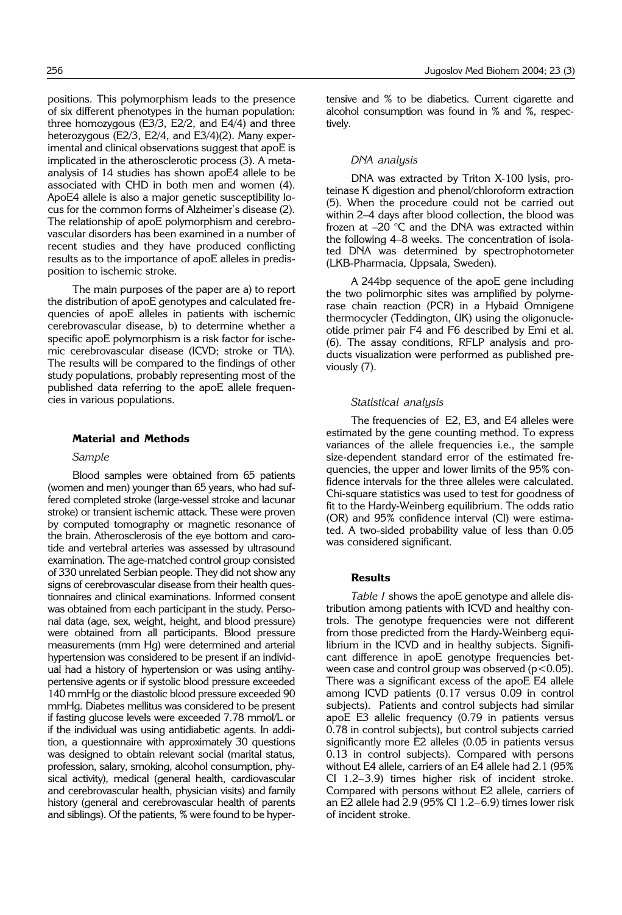positions. This polymorphism leads to the presence of six different phenotypes in the human population: three homozygous (E3/3, E2/2, and E4/4) and three heterozygous (E2/3, E2/4, and E3/4)(2). Many experimental and clinical observations suggest that apoE is implicated in the atherosclerotic process (3). A meta-analysis of 14 studies has shown apoE4 allele to be associated with CHD in both men and women (4). ApoE4 allele is also a major genetic susceptibility locus for the common forms of Alzheimer's disease (2). The relationship of apoE polymorphism and cerebrovascular disorders has been examined in a number of recent studies and they have produced conflicting results as to the importance of apoE alleles in predisposition to ischemic stroke.

The main purposes of the paper are a) to report the distribution of apoE genotypes and calculated frequencies of apoE alleles in patients with ischemic cerebrovascular disease, b) to determine whether a specific apoE polymorphism is a risk factor for ischemic cerebrovascular disease (ICVD; stroke or TIA). The results will be compared to the findings of other study populations, probably representing most of the published data referring to the apoE allele frequencies in various populations.

## Material and Methods

### *Sample*

Blood samples were obtained from 65 patients (women and men) younger than 65 years, who had suffered completed stroke (large-vessel stroke and lacunar stroke) or transient ischemic attack. These were proven by computed tomography or magnetic resonance of the brain. Atherosclerosis of the eye bottom and carotide and vertebral arteries was assessed by ultrasound examination. The age-matched control group consisted of 330 unrelated Serbian people. They did not show any signs of cerebrovascular disease from their health questionnaires and clinical examinations. Informed consent was obtained from each participant in the study. Personal data (age, sex, weight, height, and blood pressure) were obtained from all participants. Blood pressure measurements (mm Hg) were determined and arterial hypertension was considered to be present if an individual had a history of hypertension or was using antihypertensive agents or if systolic blood pressure exceeded 140 mmHg or the diastolic blood pressure exceeded 90 mmHg. Diabetes mellitus was considered to be present if fasting glucose levels were exceeded 7.78 mmol/L or if the individual was using antidiabetic agents. In addition, a questionnaire with approximately 30 questions was designed to obtain relevant social (marital status, profession, salary, smoking, alcohol consumption, physical activity), medical (general health, cardiovascular and cerebrovascular health, physician visits) and family history (general and cerebrovascular health of parents and siblings). Of the patients, % were found to be hypertensive and % to be diabetics. Current cigarette and alcohol consumption was found in % and %, respectively.

### *DNA analysis*

DNA was extracted by Triton X-100 lysis, proteinase K digestion and phenol/chloroform extraction (5). When the procedure could not be carried out within 2–4 days after blood collection, the blood was frozen at –20 °C and the DNA was extracted within the following 4–8 weeks. The concentration of isolated DNA was determined by spectrophotometer (LKB-Pharmacia, Uppsala, Sweden).

A 244bp sequence of the apoE gene including the two polimorphic sites was amplified by polymerase chain reaction (PCR) in a Hybaid Omnigene thermocycler (Teddington, UK) using the oligonucleotide primer pair F4 and F6 described by Emi et al. (6). The assay conditions, RFLP analysis and products visualization were performed as published previously (7).

### *Statistical analysis*

The frequencies of E2, E3, and E4 alleles were estimated by the gene counting method. To express variances of the allele frequencies i.e., the sample size-dependent standard error of the estimated frequencies, the upper and lower limits of the 95% confidence intervals for the three alleles were calculated. Chi-square statistics was used to test for goodness of fit to the Hardy-Weinberg equilibrium. The odds ratio (OR) and 95% confidence interval (CI) were estimated. A two-sided probability value of less than 0.05 was considered significant.

## Results

*Table I* shows the apoE genotype and allele distribution among patients with ICVD and healthy controls. The genotype frequencies were not different from those predicted from the Hardy-Weinberg equilibrium in the ICVD and in healthy subjects. Significant difference in apoE genotype frequencies between case and control group was observed ($p<0.05$). There was a significant excess of the apoE E4 allele among ICVD patients (0.17 versus 0.09 in control subjects). Patients and control subjects had similar apoE E3 allelic frequency (0.79 in patients versus 0.78 in control subjects), but control subjects carried significantly more E2 alleles (0.05 in patients versus 0.13 in control subjects). Compared with persons without E4 allele, carriers of an E4 allele had 2.1 (95% CI 1.2–3.9) times higher risk of incident stroke. Compared with persons without E2 allele, carriers of an E2 allele had 2.9 (95% CI 1.2–6.9) times lower risk of incident stroke.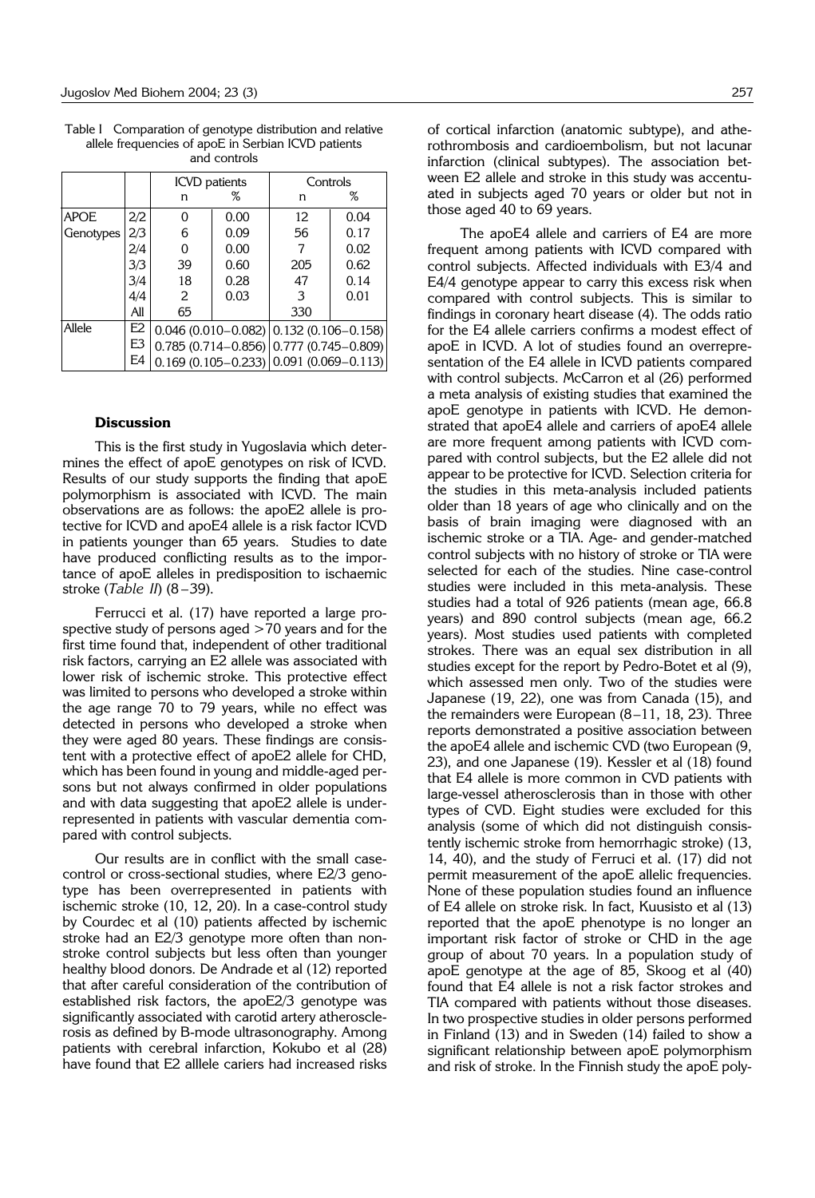Table I Comparation of genotype distribution and relative allele frequencies of apoE in Serbian ICVD patients and controls

| | | ICVD patients | | Controls | |
|---|---|---|---|---|---|
| | | n | % | n | % |
| APOE Genotypes | 2/2 | 0 | 0.00 | 12 | 0.04 |
| | 2/3 | 6 | 0.09 | 56 | 0.17 |
| | 2/4 | 0 | 0.00 | 7 | 0.02 |
| | 3/3 | 39 | 0.60 | 205 | 0.62 |
| | 3/4 | 18 | 0.28 | 47 | 0.14 |
| | 4/4 | 2 | 0.03 | 3 | 0.01 |
| | All | 65 | | 330 | |
| Allele | E2 | 0.046 (0.010–0.082) | | 0.132 (0.106–0.158) | |
| | E3 | 0.785 (0.714–0.856) | | 0.777 (0.745–0.809) | |
| | E4 | 0.169 (0.105–0.233) | | 0.091 (0.069–0.113) | |

## Discussion

This is the first study in Yugoslavia which determines the effect of apoE genotypes on risk of ICVD. Results of our study supports the finding that apoE polymorphism is associated with ICVD. The main observations are as follows: the apoE2 allele is protective for ICVD and apoE4 allele is a risk factor ICVD in patients younger than 65 years. Studies to date have produced conflicting results as to the importance of apoE alleles in predisposition to ischaemic stroke (*Table II*) (8–39).

Ferrucci et al. (17) have reported a large prospective study of persons aged >70 years and for the first time found that, independent of other traditional risk factors, carrying an E2 allele was associated with lower risk of ischemic stroke. This protective effect was limited to persons who developed a stroke within the age range 70 to 79 years, while no effect was detected in persons who developed a stroke when they were aged 80 years. These findings are consistent with a protective effect of apoE2 allele for CHD, which has been found in young and middle-aged persons but not always confirmed in older populations and with data suggesting that apoE2 allele is underrepresented in patients with vascular dementia compared with control subjects.

Our results are in conflict with the small case-control or cross-sectional studies, where E2/3 genotype has been overrepresented in patients with ischemic stroke (10, 12, 20). In a case-control study by Courdec et al (10) patients affected by ischemic stroke had an E2/3 genotype more often than non-stroke control subjects but less often than younger healthy blood donors. De Andrade et al (12) reported that after careful consideration of the contribution of established risk factors, the apoE2/3 genotype was significantly associated with carotid artery atherosclerosis as defined by B-mode ultrasonography. Among patients with cerebral infarction, Kokubo et al (28) have found that E2 alllele cariers had increased risks of cortical infarction (anatomic subtype), and atherothrombosis and cardioembolism, but not lacunar infarction (clinical subtypes). The association between E2 allele and stroke in this study was accentuated in subjects aged 70 years or older but not in those aged 40 to 69 years.

The apoE4 allele and carriers of E4 are more frequent among patients with ICVD compared with control subjects. Affected individuals with E3/4 and E4/4 genotype appear to carry this excess risk when compared with control subjects. This is similar to findings in coronary heart disease (4). The odds ratio for the E4 allele carriers confirms a modest effect of apoE in ICVD. A lot of studies found an overrepresentation of the E4 allele in ICVD patients compared with control subjects. McCarron et al (26) performed a meta analysis of existing studies that examined the apoE genotype in patients with ICVD. He demonstrated that apoE4 allele and carriers of apoE4 allele are more frequent among patients with ICVD compared with control subjects, but the E2 allele did not appear to be protective for ICVD. Selection criteria for the studies in this meta-analysis included patients older than 18 years of age who clinically and on the basis of brain imaging were diagnosed with an ischemic stroke or a TIA. Age- and gender-matched control subjects with no history of stroke or TIA were selected for each of the studies. Nine case-control studies were included in this meta-analysis. These studies had a total of 926 patients (mean age, 66.8 years) and 890 control subjects (mean age, 66.2 years). Most studies used patients with completed strokes. There was an equal sex distribution in all studies except for the report by Pedro-Botet et al (9), which assessed men only. Two of the studies were Japanese (19, 22), one was from Canada (15), and the remainders were European (8–11, 18, 23). Three reports demonstrated a positive association between the apoE4 allele and ischemic CVD (two European (9, 23), and one Japanese (19). Kessler et al (18) found that E4 allele is more common in CVD patients with large-vessel atherosclerosis than in those with other types of CVD. Eight studies were excluded for this analysis (some of which did not distinguish consistently ischemic stroke from hemorrhagic stroke) (13, 14, 40), and the study of Ferruci et al. (17) did not permit measurement of the apoE allelic frequencies. None of these population studies found an influence of E4 allele on stroke risk. In fact, Kuusisto et al (13) reported that the apoE phenotype is no longer an important risk factor of stroke or CHD in the age group of about 70 years. In a population study of apoE genotype at the age of 85, Skoog et al (40) found that E4 allele is not a risk factor strokes and TIA compared with patients without those diseases. In two prospective studies in older persons performed in Finland (13) and in Sweden (14) failed to show a significant relationship between apoE polymorphism and risk of stroke. In the Finnish study the apoE poly-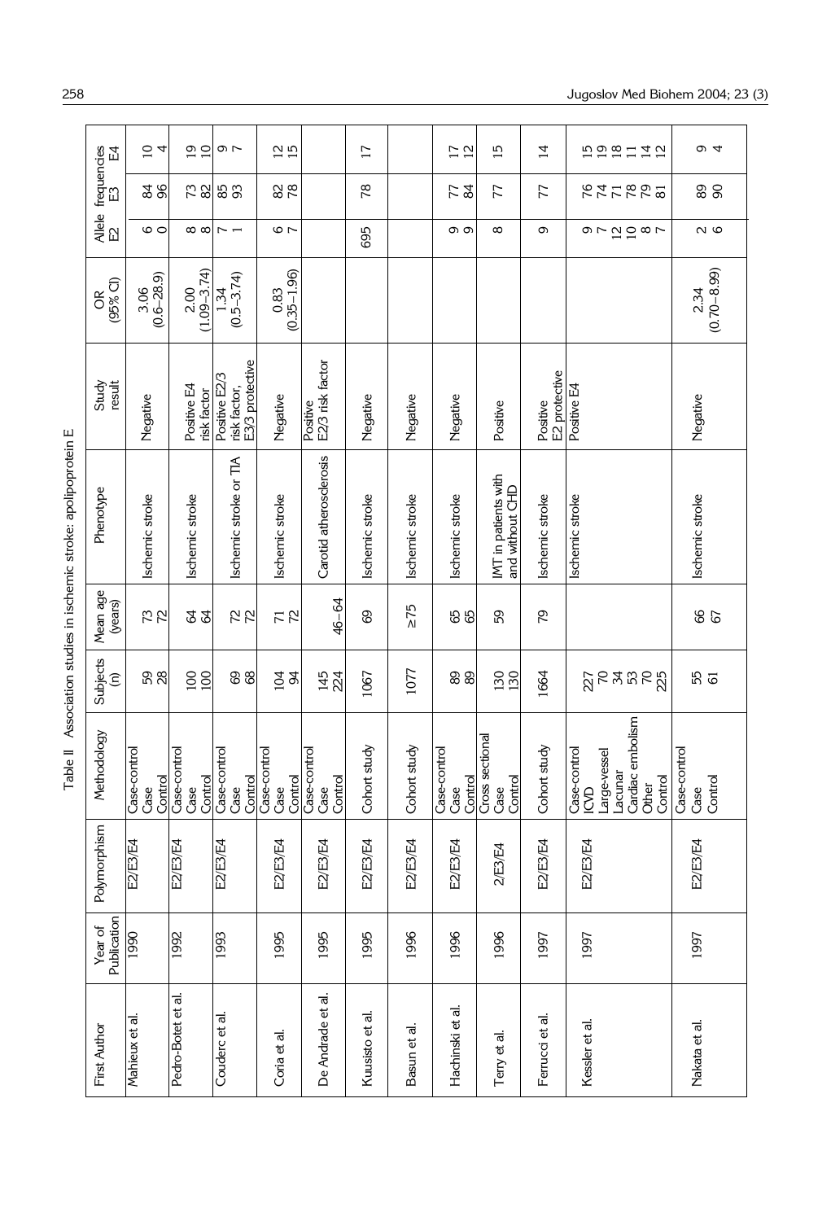Table II Association studies in ischemic stroke: apolipoprotein E

| First Author | Year of Publication | Polymorphism | Methodology | Subjects (n) | Mean age (years) | Phenotype | Study result | OR (95% CI) | Allele frequencies E2 | E3 | E4 |
|---|---|---|---|---|---|---|---|---|---|---|---|
| Mahieux et al. | 1990 | E2/E3/E4 | Case-control | | | Ischemic stroke | Negative | 3.06 (0.6–28.9) | | | |
| | | | Case | 59 | 73 | | | | 6 | 84 | 10 |
| | | | Control | 28 | 72 | | | | 0 | 96 | 4 |
| Pedro-Botet et al. | 1992 | E2/E3/E4 | Case-control | | | Ischemic stroke | Positive E4 risk factor | 2.00 (1.09–3.74) | | | |
| | | | Case | 100 | 64 | | | | 8 | 73 | 19 |
| | | | Control | 100 | 64 | | | | 8 | 82 | 10 |
| Couderc et al. | 1993 | E2/E3/E4 | Case-control | | | Ischemic stroke or TIA | Positive E2/3 risk factor, E3/3 protective | 1.34 (0.5–3.74) | | | |
| | | | Case | 69 | 72 | | | | 7 | 85 | 9 |
| | | | Control | 68 | 72 | | | | 1 | 93 | 7 |
| Coria et al. | 1995 | E2/E3/E4 | Case-control | | | Ischemic stroke | Negative | 0.83 (0.35–1.96) | | | |
| | | | Case | 104 | 71 | | | | 6 | 82 | 12 |
| | | | Control | 94 | 72 | | | | 7 | 78 | 15 |
| De Andrade et al. | 1995 | E2/E3/E4 | Case-control | | | Carotid atherosclerosis | Positive E2/3 risk factor | | | | |
| | | | Case | 145 | 46–64 | | | | | | |
| | | | Control | 224 | | | | | | | |
| Kuusisto et al. | 1995 | E2/E3/E4 | Cohort study | 1067 | 69 | Ischemic stroke | Negative | | 695 | 78 | 17 |
| Basun et al. | 1996 | E2/E3/E4 | Cohort study | 1077 | ≥75 | Ischemic stroke | Negative | | | | |
| Hachinski et al. | 1996 | E2/E3/E4 | Case-control | | | Ischemic stroke | Negative | | | | |
| | | | Case | 89 | 65 | | | | 9 | 77 | 17 |
| | | | Control | 89 | 65 | | | | 9 | 84 | 12 |
| Terry et al. | 1996 | 2/E3/E4 | Cross sectional | | | IMT in patients with and without CHD | Positive | | | | |
| | | | Case | 130 | 59 | | | | 8 | 77 | 15 |
| | | | Control | 130 | | | | | | | |
| Ferrucci et al. | 1997 | E2/E3/E4 | Cohort study | 1664 | 79 | Ischemic stroke | Positive E2 protective | | 9 | 77 | 14 |
| Kessler et al. | 1997 | E2/E3/E4 | Case-control | | | Ischemic stroke | Positive E4 | | | | |
| | | | ICVD | 227 | | | | | 9 | 76 | 15 |
| | | | Large-vessel | 70 | | | | | 7 | 74 | 19 |
| | | | Lacunar | 34 | | | | | 12 | 71 | 18 |
| | | | Cardiac embolism | 53 | | | | | 10 | 78 | 11 |
| | | | Other | 70 | | | | | 8 | 79 | 14 |
| | | | Control | 225 | | | | | 7 | 81 | 12 |
| Nakata et al. | 1997 | E2/E3/E4 | Case-control | | | Ischemic stroke | Negative | 2.34 (0.70–8.99) | | | |
| | | | Case | 55 | 66 | | | | 2 | 89 | 9 |
| | | | Control | 61 | 67 | | | | 6 | 90 | 4 |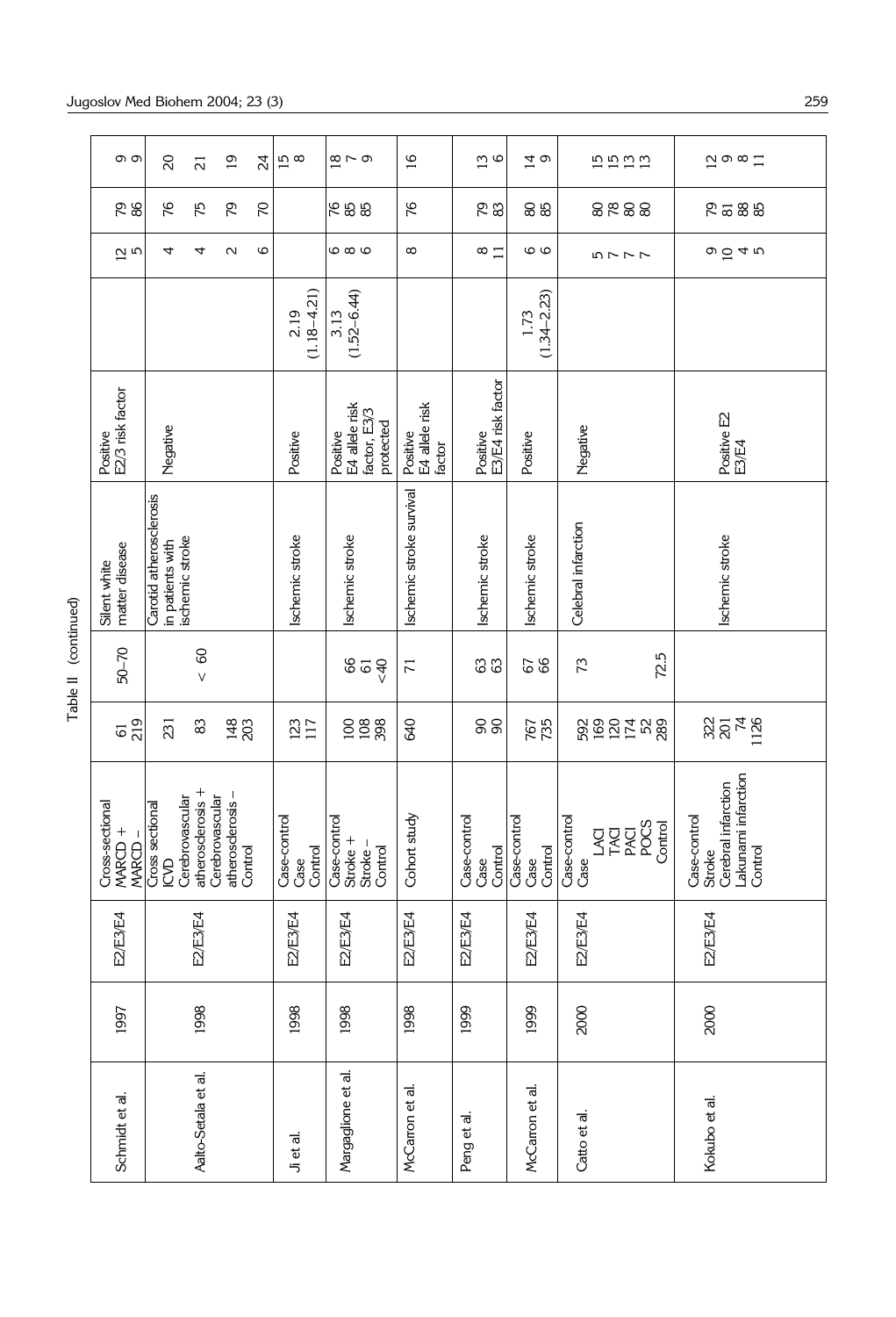Table II (continued)

| Schmidt et al. | 1997 | E2/E3/E4 | Cross-sectional<br>MARCD +<br>MARCD – | 61<br>219 | 50–70 | Silent white matter disease | Positive E2/3 risk factor | | 12<br>5 | 79<br>86 | 9<br>9 |
|---|---|---|---|---|---|---|---|---|---|---|---|
| Aalto-Setala et al. | 1998 | E2/E3/E4 | Cross sectional<br>ICVD<br>Cerebrovascular atherosclerosis +<br>Cerebrovascular atherosclerosis –<br>Control | 231<br>83<br>148<br>203 | < 60 | Carotid atherosclerosis in patients with ischemic stroke | Negative | | 4<br>4<br>2<br>6 | 76<br>75<br>79<br>70 | 20<br>21<br>19<br>24 |
| Ji et al. | 1998 | E2/E3/E4 | Case-control<br>Case<br>Control | 123<br>117 | | Ischemic stroke | Positive | 2.19<br>(1.18–4.21) | | | 15<br>8 |
| Margaglione et al. | 1998 | E2/E3/E4 | Case-control<br>Stroke +<br>Stroke –<br>Control | 100<br>108<br>398 | 66<br>61<br><40 | Ischemic stroke | Positive<br>E4 allele risk factor, E3/3 protected | 3.13<br>(1.52–6.44) | 6<br>8<br>6 | 76<br>85<br>85 | 18<br>7<br>9 |
| McCarron et al. | 1998 | E2/E3/E4 | Cohort study | 640 | 71 | Ischemic stroke survival | Positive<br>E4 allele risk factor | | 8 | 76 | 16 |
| Peng et al. | 1999 | E2/E3/E4 | Case-control<br>Case<br>Control | 90<br>90 | 63<br>63 | Ischemic stroke | Positive<br>E3/E4 risk factor | | 8<br>11 | 79<br>83 | 13<br>6 |
| McCarron et al. | 1999 | E2/E3/E4 | Case-control<br>Case<br>Control | 767<br>735 | 67<br>66 | Ischemic stroke | Positive | 1.73<br>(1.34–2.23) | 6<br>6 | 80<br>85 | 14<br>9 |
| Catto et al. | 2000 | E2/E3/E4 | Case-control<br>Case<br>LACI<br>TACI<br>PACI<br>POCS<br>Control | 592<br>169<br>120<br>174<br>52<br>289 | 73<br>72.5 | Celebral infarction | Negative | | 5<br>7<br>7<br>7 | 80<br>78<br>80<br>80 | 15<br>15<br>13<br>13 |
| Kokubo et al. | 2000 | E2/E3/E4 | Case-control<br>Stroke<br>Cerebral infarction<br>Lakunarni infarction<br>Control | 322<br>201<br>74<br>1126 | | Ischemic stroke | Positive E2<br>E3/E4 | | 9<br>10<br>4<br>5 | 79<br>81<br>88<br>85 | 12<br>9<br>8<br>11 |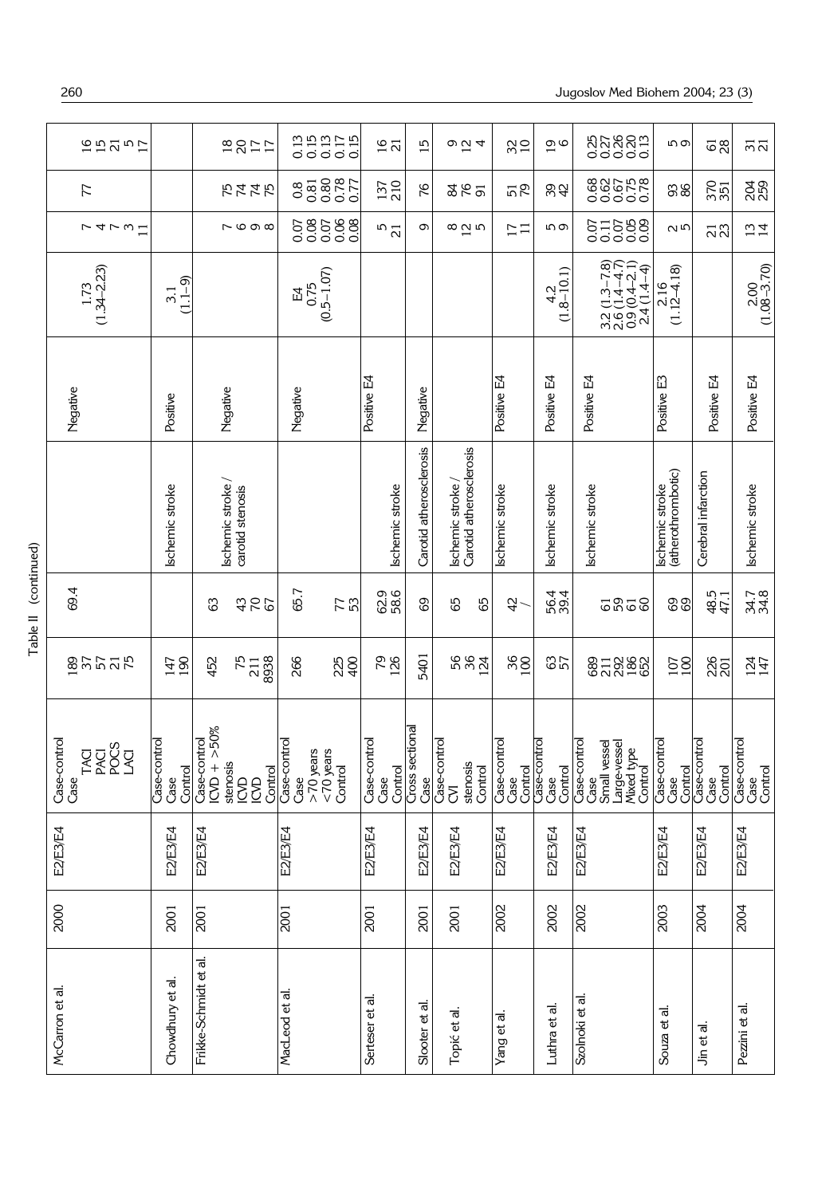Table II (continued)

| | | | | | | | | | | | |
|---|---|---|---|---|---|---|---|---|---|---|---|
| McCarron et al. | 2000 | E2/E3/E4 | Case-control<br>Case<br>TACI<br>PACI<br>POCS<br>LACI | <br>189<br>37<br>57<br>21<br>75 | 69.4 | | Negative | 1.73<br>(1.34–2.23) | 7<br>4<br>7<br>3<br>11 | 77 | 16<br>15<br>21<br>5<br>17 |
| Chowdhury et al. | 2001 | E2/E3/E4 | Case-control<br>Case<br>Control | <br>147<br>190 | | Ischemic stroke | Positive | 3.1<br>(1.1–9) | | | |
| Frikke-Schmidt et al. | 2001 | E2/E3/E4 | Case-control<br>ICVD + >50%<br>stenosis<br>ICVD<br>ICVD<br>Control | <br>452<br><br>75<br>211<br>8938 | <br>63<br><br>43<br>70<br>67 | Ischemic stroke /<br>carotid stenosis | Negative | | 7<br>6<br>9<br>8 | 75<br>74<br>74<br>75 | 18<br>20<br>17<br>17 |
| MacLeod et al. | 2001 | E2/E3/E4 | Case-control<br>Case<br>>70 years<br><70 years<br>Control | <br>266<br><br>225<br>400 | <br>65.7<br><br>77<br>53 | | Negative | E4<br>0.75<br>(0.5–1.07) | 0.07<br>0.08<br>0.07<br>0.06<br>0.08 | 0.8<br>0.81<br>0.80<br>0.78<br>0.77 | 0.13<br>0.15<br>0.13<br>0.17<br>0.15 |
| Serteser et al. | 2001 | E2/E3/E4 | Case-control<br>Case<br>Control | <br>79<br>126 | <br>62.9<br>58.6 | Ischemic stroke | Positive E4 | | 5<br>21 | 137<br>210 | 16<br>21 |
| Slooter et al. | 2001 | E2/E3/E4 | Cross sectional<br>Case | 5401 | 69 | Carotid atherosclerosis | Negative | | 9 | 76 | 15 |
| Topić et al. | 2001 | E2/E3/E4 | Case-control<br>CVI<br>stenosis<br>Control | <br>56<br>36<br>124 | <br>65<br><br>65 | Ischemic stroke /<br>Carotid atherosclerosis | | | 8<br>12<br>5 | 84<br>76<br>91 | 9<br>12<br>4 |
| Yang et al. | 2002 | E2/E3/E4 | Case-control<br>Case<br>Control | <br>36<br>100 | <br>42<br>/ | Ischemic stroke | Positive E4 | | 17<br>11 | 51<br>79 | 32<br>10 |
| Luthra et al. | 2002 | E2/E3/E4 | Case-control<br>Case<br>Control | <br>63<br>57 | <br>56.4<br>39.4 | Ischemic stroke | Positive E4 | 4.2<br>(1.8–10.1) | 5<br>9 | 39<br>42 | 19<br>6 |
| Szolnoki et al. | 2002 | E2/E3/E4 | Case-control<br>Case<br>Small vessel<br>Large-vessel<br>Mixed type<br>Control | <br>689<br>211<br>292<br>186<br>652 | <br><br>61<br>59<br>61<br>60 | Ischemic stroke | Positive E4 | 3.2 (1.3–7.8)<br>2.6 (1.4–4.7)<br>0.9 (0.4–2.1)<br>2.4 (1.4–4) | 0.07<br>0.11<br>0.07<br>0.05<br>0.09 | 0.68<br>0.62<br>0.67<br>0.75<br>0.78 | 0.25<br>0.27<br>0.26<br>0.20<br>0.13 |
| Souza et al. | 2003 | E2/E3/E4 | Case-control<br>Case<br>Control | <br>107<br>100 | <br>69<br>69 | Ischemic stroke<br>(atherothrombotic) | Positive E3 | 2.16<br>(1.12–4.18) | 2<br>5 | 93<br>86 | 5<br>9 |
| Jin et al. | 2004 | E2/E3/E4 | Case-control<br>Case<br>Control | <br>226<br>201 | <br>48.5<br>47.1 | Cerebral infarction | Positive E4 | | 21<br>23 | 370<br>351 | 61<br>28 |
| Pezzini et al. | 2004 | E2/E3/E4 | Case-control<br>Case<br>Control | <br>124<br>147 | <br>34.7<br>34.8 | Ischemic stroke | Positive E4 | 2.00<br>(1.08–3.70) | 13<br>14 | 204<br>259 | 31<br>21 |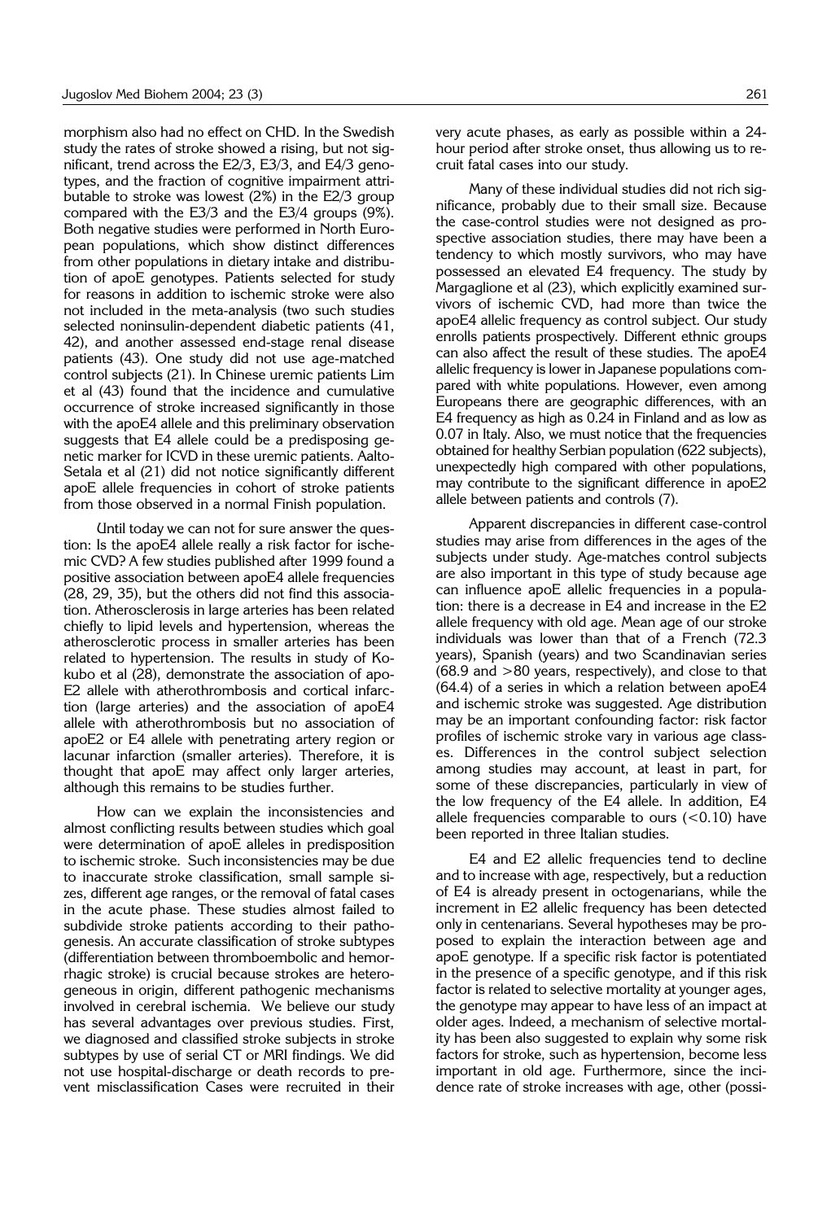morphism also had no effect on CHD. In the Swedish study the rates of stroke showed a rising, but not significant, trend across the E2/3, E3/3, and E4/3 genotypes, and the fraction of cognitive impairment attributable to stroke was lowest (2%) in the E2/3 group compared with the E3/3 and the E3/4 groups (9%). Both negative studies were performed in North European populations, which show distinct differences from other populations in dietary intake and distribution of apoE genotypes. Patients selected for study for reasons in addition to ischemic stroke were also not included in the meta-analysis (two such studies selected noninsulin-dependent diabetic patients (41, 42), and another assessed end-stage renal disease patients (43). One study did not use age-matched control subjects (21). In Chinese uremic patients Lim et al (43) found that the incidence and cumulative occurrence of stroke increased significantly in those with the apoE4 allele and this preliminary observation suggests that E4 allele could be a predisposing genetic marker for ICVD in these uremic patients. Aalto-Setala et al (21) did not notice significantly different apoE allele frequencies in cohort of stroke patients from those observed in a normal Finish population.

Until today we can not for sure answer the question: Is the apoE4 allele really a risk factor for ischemic CVD? A few studies published after 1999 found a positive association between apoE4 allele frequencies (28, 29, 35), but the others did not find this association. Atherosclerosis in large arteries has been related chiefly to lipid levels and hypertension, whereas the atherosclerotic process in smaller arteries has been related to hypertension. The results in study of Kokubo et al (28), demonstrate the association of apoE2 allele with atherothrombosis and cortical infarction (large arteries) and the association of apoE4 allele with atherothrombosis but no association of apoE2 or E4 allele with penetrating artery region or lacunar infarction (smaller arteries). Therefore, it is thought that apoE may affect only larger arteries, although this remains to be studies further.

How can we explain the inconsistencies and almost conflicting results between studies which goal were determination of apoE alleles in predisposition to ischemic stroke. Such inconsistencies may be due to inaccurate stroke classification, small sample sizes, different age ranges, or the removal of fatal cases in the acute phase. These studies almost failed to subdivide stroke patients according to their pathogenesis. An accurate classification of stroke subtypes (differentiation between thromboembolic and hemorrhagic stroke) is crucial because strokes are heterogeneous in origin, different pathogenic mechanisms involved in cerebral ischemia. We believe our study has several advantages over previous studies. First, we diagnosed and classified stroke subjects in stroke subtypes by use of serial CT or MRI findings. We did not use hospital-discharge or death records to prevent misclassification Cases were recruited in their very acute phases, as early as possible within a 24-hour period after stroke onset, thus allowing us to recruit fatal cases into our study.

Many of these individual studies did not rich significance, probably due to their small size. Because the case-control studies were not designed as prospective association studies, there may have been a tendency to which mostly survivors, who may have possessed an elevated E4 frequency. The study by Margaglione et al (23), which explicitly examined survivors of ischemic CVD, had more than twice the apoE4 allelic frequency as control subject. Our study enrolls patients prospectively. Different ethnic groups can also affect the result of these studies. The apoE4 allelic frequency is lower in Japanese populations compared with white populations. However, even among Europeans there are geographic differences, with an E4 frequency as high as 0.24 in Finland and as low as 0.07 in Italy. Also, we must notice that the frequencies obtained for healthy Serbian population (622 subjects), unexpectedly high compared with other populations, may contribute to the significant difference in apoE2 allele between patients and controls (7).

Apparent discrepancies in different case-control studies may arise from differences in the ages of the subjects under study. Age-matches control subjects are also important in this type of study because age can influence apoE allelic frequencies in a population: there is a decrease in E4 and increase in the E2 allele frequency with old age. Mean age of our stroke individuals was lower than that of a French (72.3 years), Spanish (years) and two Scandinavian series (68.9 and >80 years, respectively), and close to that (64.4) of a series in which a relation between apoE4 and ischemic stroke was suggested. Age distribution may be an important confounding factor: risk factor profiles of ischemic stroke vary in various age classes. Differences in the control subject selection among studies may account, at least in part, for some of these discrepancies, particularly in view of the low frequency of the E4 allele. In addition, E4 allele frequencies comparable to ours (<0.10) have been reported in three Italian studies.

E4 and E2 allelic frequencies tend to decline and to increase with age, respectively, but a reduction of E4 is already present in octogenarians, while the increment in E2 allelic frequency has been detected only in centenarians. Several hypotheses may be proposed to explain the interaction between age and apoE genotype. If a specific risk factor is potentiated in the presence of a specific genotype, and if this risk factor is related to selective mortality at younger ages, the genotype may appear to have less of an impact at older ages. Indeed, a mechanism of selective mortality has been also suggested to explain why some risk factors for stroke, such as hypertension, become less important in old age. Furthermore, since the incidence rate of stroke increases with age, other (possi-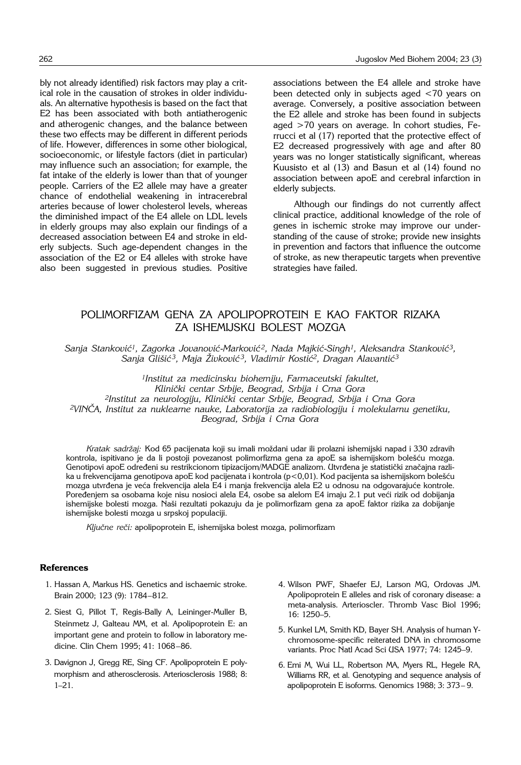bly not already identified) risk factors may play a critical role in the causation of strokes in older individuals. An alternative hypothesis is based on the fact that E2 has been associated with both antiatherogenic and atherogenic changes, and the balance between these two effects may be different in different periods of life. However, differences in some other biological, socioeconomic, or lifestyle factors (diet in particular) may influence such an association; for example, the fat intake of the elderly is lower than that of younger people. Carriers of the E2 allele may have a greater chance of endothelial weakening in intracerebral arteries because of lower cholesterol levels, whereas the diminished impact of the E4 allele on LDL levels in elderly groups may also explain our findings of a decreased association between E4 and stroke in elderly subjects. Such age-dependent changes in the association of the E2 or E4 alleles with stroke have also been suggested in previous studies. Positive associations between the E4 allele and stroke have been detected only in subjects aged <70 years on average. Conversely, a positive association between the E2 allele and stroke has been found in subjects aged >70 years on average. In cohort studies, Ferrucci et al (17) reported that the protective effect of E2 decreased progressively with age and after 80 years was no longer statistically significant, whereas Kuusisto et al (13) and Basun et al (14) found no association between apoE and cerebral infarction in elderly subjects.

Although our findings do not currently affect clinical practice, additional knowledge of the role of genes in ischemic stroke may improve our understanding of the cause of stroke; provide new insights in prevention and factors that influence the outcome of stroke, as new therapeutic targets when preventive strategies have failed.

## POLIMORFIZAM GENA ZA APOLIPOPROTEIN E KAO FAKTOR RIZAKA ZA ISHEMIJSKU BOLEST MOZGA

*Sanja Stanković[1], Zagorka Jovanović-Marković[2], Nada Majkić-Singh[1], Aleksandra Stanković[3], Sanja Glišić[3], Maja Živković[3], Vladimir Kostić[2], Dragan Alavantić[3]*

*[1]Institut za medicinsku biohemiju, Farmaceutski fakultet, Klinički centar Srbije, Beograd, Srbija i Crna Gora*
*[2]Institut za neurologiju, Klinički centar Srbije, Beograd, Srbija i Crna Gora*
*[2]VINČA, Institut za nuklearne nauke, Laboratorija za radiobiologiju i molekularnu genetiku, Beograd, Srbija i Crna Gora*

*Kratak sadržaj:* Kod 65 pacijenata koji su imali moždani udar ili prolazni ishemijski napad i 330 zdravih kontrola, ispitivano je da li postoji povezanost polimorfizma gena za apoE sa ishemijskom bolešću mozga. Genotipovi apoE određeni su restrikcionom tipizacijom/MADGE analizom. Utvrđena je statistički značajna razlika u frekvencijama genotipova apoE kod pacijenata i kontrola (p<0,01). Kod pacijenta sa ishemijskom bolešću mozga utvrđena je veća frekvencija alela E4 i manja frekvencija alela E2 u odnosu na odgovarajuće kontrole. Poređenjem sa osobama koje nisu nosioci alela E4, osobe sa alelom E4 imaju 2.1 put veći rizik od dobijanja ishemijske bolesti mozga. Naši rezultati pokazuju da je polimorfizam gena za apoE faktor rizika za dobijanje ishemijske bolesti mozga u srpskoj populaciji.

*Ključne reči:* apolipoprotein E, ishemijska bolest mozga, polimorfizam

### References

1. Hassan A, Markus HS. Genetics and ischaemic stroke. Brain 2000; 123 (9): 1784–812.
2. Siest G, Pillot T, Regis-Bally A, Leininger-Muller B, Steinmetz J, Galteau MM, et al. Apolipoprotein E: an important gene and protein to follow in laboratory medicine. Clin Chem 1995; 41: 1068–86.
3. Davignon J, Gregg RE, Sing CF. Apolipoprotein E polymorphism and atherosclerosis. Arteriosclerosis 1988; 8: 1–21.
4. Wilson PWF, Shaefer EJ, Larson MG, Ordovas JM. Apolipoprotein E alleles and risk of coronary disease: a meta-analysis. Arterioscler. Thromb Vasc Biol 1996; 16: 1250–5.
5. Kunkel LM, Smith KD, Bayer SH. Analysis of human Y-chromosome-specific reiterated DNA in chromosome variants. Proc Natl Acad Sci USA 1977; 74: 1245–9.
6. Emi M, Wui LL, Robertson MA, Myers RL, Hegele RA, Williams RR, et al. Genotyping and sequence analysis of apolipoprotein E isoforms. Genomics 1988; 3: 373–9.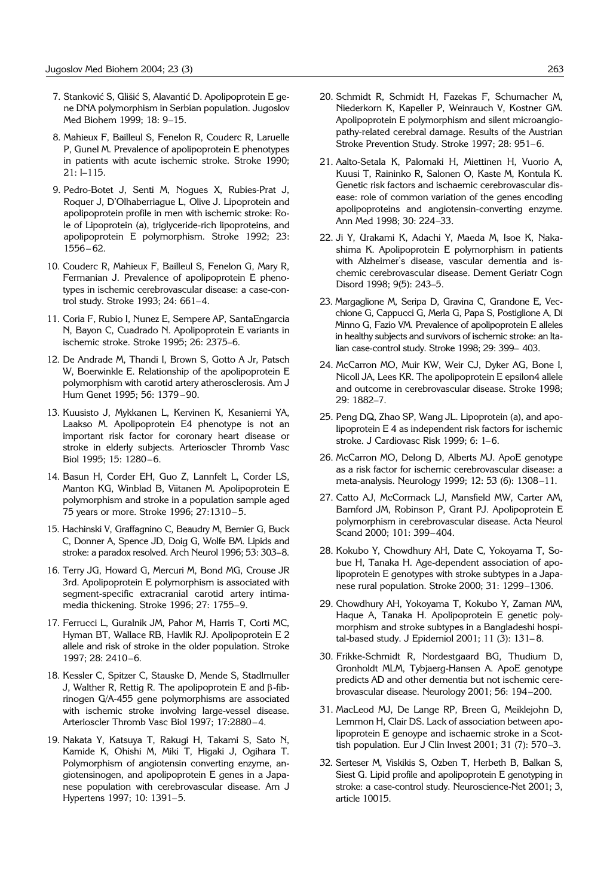7. Stanković S, Glišić S, Alavantić D. Apolipoprotein E gene DNA polymorphism in Serbian population. Jugoslov Med Biohem 1999; 18: 9–15.

8. Mahieux F, Bailleul S, Fenelon R, Couderc R, Laruelle P, Gunel M. Prevalence of apolipoprotein E phenotypes in patients with acute ischemic stroke. Stroke 1990; 21: I–115.

9. Pedro-Botet J, Senti M, Nogues X, Rubies-Prat J, Roquer J, D'Olhaberriague L, Olive J. Lipoprotein and apolipoprotein profile in men with ischemic stroke: Role of Lipoprotein (a), triglyceride-rich lipoproteins, and apolipoprotein E polymorphism. Stroke 1992; 23: 1556–62.

10. Couderc R, Mahieux F, Bailleul S, Fenelon G, Mary R, Fermanian J. Prevalence of apolipoprotein E phenotypes in ischemic cerebrovascular disease: a case-control study. Stroke 1993; 24: 661–4.

11. Coria F, Rubio I, Nunez E, Sempere AP, SantaEngarcia N, Bayon C, Cuadrado N. Apolipoprotein E variants in ischemic stroke. Stroke 1995; 26: 2375–6.

12. De Andrade M, Thandi I, Brown S, Gotto A Jr, Patsch W, Boerwinkle E. Relationship of the apolipoprotein E polymorphism with carotid artery atherosclerosis. Am J Hum Genet 1995; 56: 1379–90.

13. Kuusisto J, Mykkanen L, Kervinen K, Kesaniemi YA, Laakso M. Apolipoprotein E4 phenotype is not an important risk factor for coronary heart disease or stroke in elderly subjects. Arterioscler Thromb Vasc Biol 1995; 15: 1280–6.

14. Basun H, Corder EH, Guo Z, Lannfelt L, Corder LS, Manton KG, Winblad B, Viitanen M. Apolipoprotein E polymorphism and stroke in a population sample aged 75 years or more. Stroke 1996; 27:1310–5.

15. Hachinski V, Graffagnino C, Beaudry M, Bernier G, Buck C, Donner A, Spence JD, Doig G, Wolfe BM. Lipids and stroke: a paradox resolved. Arch Neurol 1996; 53: 303–8.

16. Terry JG, Howard G, Mercuri M, Bond MG, Crouse JR 3rd. Apolipoprotein E polymorphism is associated with segment-specific extracranial carotid artery intima-media thickening. Stroke 1996; 27: 1755–9.

17. Ferrucci L, Guralnik JM, Pahor M, Harris T, Corti MC, Hyman BT, Wallace RB, Havlik RJ. Apolipoprotein E 2 allele and risk of stroke in the older population. Stroke 1997; 28: 2410–6.

18. Kessler C, Spitzer C, Stauske D, Mende S, Stadlmuller J, Walther R, Rettig R. The apolipoprotein E and β-fibrinogen G/A-455 gene polymorphisms are associated with ischemic stroke involving large-vessel disease. Arterioscler Thromb Vasc Biol 1997; 17:2880–4.

19. Nakata Y, Katsuya T, Rakugi H, Takami S, Sato N, Kamide K, Ohishi M, Miki T, Higaki J, Ogihara T. Polymorphism of angiotensin converting enzyme, angiotensinogen, and apolipoprotein E genes in a Japanese population with cerebrovascular disease. Am J Hypertens 1997; 10: 1391–5.

20. Schmidt R, Schmidt H, Fazekas F, Schumacher M, Niederkorn K, Kapeller P, Weinrauch V, Kostner GM. Apolipoprotein E polymorphism and silent microangiopathy-related cerebral damage. Results of the Austrian Stroke Prevention Study. Stroke 1997; 28: 951–6.

21. Aalto-Setala K, Palomaki H, Miettinen H, Vuorio A, Kuusi T, Raininko R, Salonen O, Kaste M, Kontula K. Genetic risk factors and ischaemic cerebrovascular disease: role of common variation of the genes encoding apolipoproteins and angiotensin-converting enzyme. Ann Med 1998; 30: 224–33.

22. Ji Y, Urakami K, Adachi Y, Maeda M, Isoe K, Nakashima K. Apolipoprotein E polymorphism in patients with Alzheimer's disease, vascular dementia and ischemic cerebrovascular disease. Dement Geriatr Cogn Disord 1998; 9(5): 243–5.

23. Margaglione M, Seripa D, Gravina C, Grandone E, Vecchione G, Cappucci G, Merla G, Papa S, Postiglione A, Di Minno G, Fazio VM. Prevalence of apolipoprotein E alleles in healthy subjects and survivors of ischemic stroke: an Italian case-control study. Stroke 1998; 29: 399–403.

24. McCarron MO, Muir KW, Weir CJ, Dyker AG, Bone I, Nicoll JA, Lees KR. The apolipoprotein E epsilon4 allele and outcome in cerebrovascular disease. Stroke 1998; 29: 1882–7.

25. Peng DQ, Zhao SP, Wang JL. Lipoprotein (a), and apolipoprotein E 4 as independent risk factors for ischemic stroke. J Cardiovasc Risk 1999; 6: 1–6.

26. McCarron MO, Delong D, Alberts MJ. ApoE genotype as a risk factor for ischemic cerebrovascular disease: a meta-analysis. Neurology 1999; 12: 53 (6): 1308–11.

27. Catto AJ, McCormack LJ, Mansfield MW, Carter AM, Bamford JM, Robinson P, Grant PJ. Apolipoprotein E polymorphism in cerebrovascular disease. Acta Neurol Scand 2000; 101: 399–404.

28. Kokubo Y, Chowdhury AH, Date C, Yokoyama T, Sobue H, Tanaka H. Age-dependent association of apolipoprotein E genotypes with stroke subtypes in a Japanese rural population. Stroke 2000; 31: 1299–1306.

29. Chowdhury AH, Yokoyama T, Kokubo Y, Zaman MM, Haque A, Tanaka H. Apolipoprotein E genetic polymorphism and stroke subtypes in a Bangladeshi hospital-based study. J Epidemiol 2001; 11 (3): 131–8.

30. Frikke-Schmidt R, Nordestgaard BG, Thudium D, Gronholdt MLM, Tybjaerg-Hansen A. ApoE genotype predicts AD and other dementia but not ischemic cerebrovascular disease. Neurology 2001; 56: 194–200.

31. MacLeod MJ, De Lange RP, Breen G, Meiklejohn D, Lemmon H, Clair DS. Lack of association between apolipoprotein E genoype and ischaemic stroke in a Scottish population. Eur J Clin Invest 2001; 31 (7): 570–3.

32. Serteser M, Viskikis S, Ozben T, Herbeth B, Balkan S, Siest G. Lipid profile and apolipoprotein E genotyping in stroke: a case-control study. Neuroscience-Net 2001; 3, article 10015.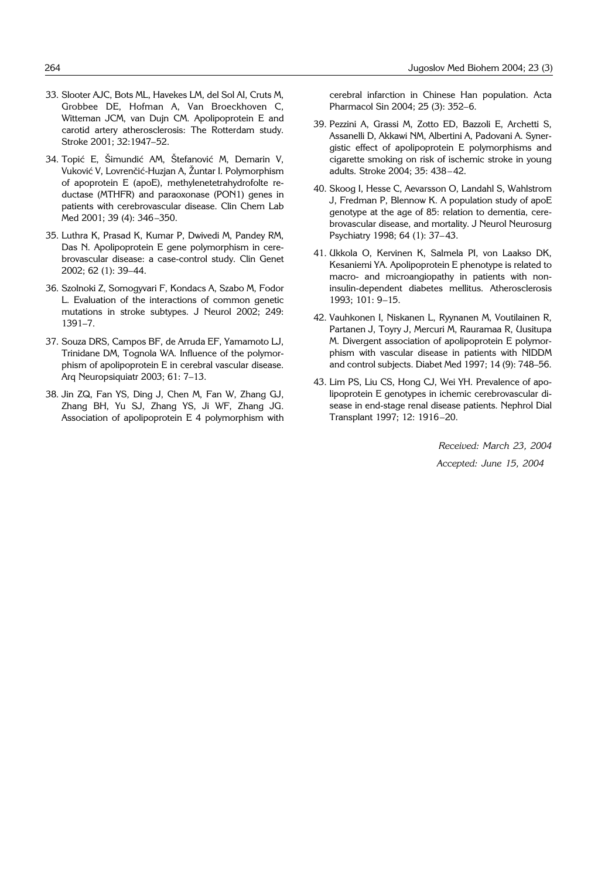33. Slooter AJC, Bots ML, Havekes LM, del Sol AI, Cruts M, Grobbee DE, Hofman A, Van Broeckhoven C, Witteman JCM, van Dujn CM. Apolipoprotein E and carotid artery atherosclerosis: The Rotterdam study. Stroke 2001; 32:1947–52.

34. Topić E, Šimundić AM, Štefanović M, Demarin V, Vuković V, Lovrenčić-Huzjan A, Žuntar I. Polymorphism of apoprotein E (apoE), methylenetetrahydrofolte reductase (MTHFR) and paraoxonase (PON1) genes in patients with cerebrovascular disease. Clin Chem Lab Med 2001; 39 (4): 346–350.

35. Luthra K, Prasad K, Kumar P, Dwivedi M, Pandey RM, Das N. Apolipoprotein E gene polymorphism in cerebrovascular disease: a case-control study. Clin Genet 2002; 62 (1): 39–44.

36. Szolnoki Z, Somogyvari F, Kondacs A, Szabo M, Fodor L. Evaluation of the interactions of common genetic mutations in stroke subtypes. J Neurol 2002; 249: 1391–7.

37. Souza DRS, Campos BF, de Arruda EF, Yamamoto LJ, Trinidane DM, Tognola WA. Influence of the polymorphism of apolipoprotein E in cerebral vascular disease. Arq Neuropsiquiatr 2003; 61: 7–13.

38. Jin ZQ, Fan YS, Ding J, Chen M, Fan W, Zhang GJ, Zhang BH, Yu SJ, Zhang YS, Ji WF, Zhang JG. Association of apolipoprotein E 4 polymorphism with cerebral infarction in Chinese Han population. Acta Pharmacol Sin 2004; 25 (3): 352–6.

39. Pezzini A, Grassi M, Zotto ED, Bazzoli E, Archetti S, Assanelli D, Akkawi NM, Albertini A, Padovani A. Synergistic effect of apolipoprotein E polymorphisms and cigarette smoking on risk of ischemic stroke in young adults. Stroke 2004; 35: 438–42.

40. Skoog I, Hesse C, Aevarsson O, Landahl S, Wahlstrom J, Fredman P, Blennow K. A population study of apoE genotype at the age of 85: relation to dementia, cerebrovascular disease, and mortality. J Neurol Neurosurg Psychiatry 1998; 64 (1): 37–43.

41. Ukkola O, Kervinen K, Salmela PI, von Laakso DK, Kesaniemi YA. Apolipoprotein E phenotype is related to macro- and microangiopathy in patients with non-insulin-dependent diabetes mellitus. Atherosclerosis 1993; 101: 9–15.

42. Vauhkonen I, Niskanen L, Ryynanen M, Voutilainen R, Partanen J, Toyry J, Mercuri M, Rauramaa R, Uusitupa M. Divergent association of apolipoprotein E polymorphism with vascular disease in patients with NIDDM and control subjects. Diabet Med 1997; 14 (9): 748–56.

43. Lim PS, Liu CS, Hong CJ, Wei YH. Prevalence of apolipoprotein E genotypes in ichemic cerebrovascular disease in end-stage renal disease patients. Nephrol Dial Transplant 1997; 12: 1916–20.

*Received: March 23, 2004*

*Accepted: June 15, 2004*